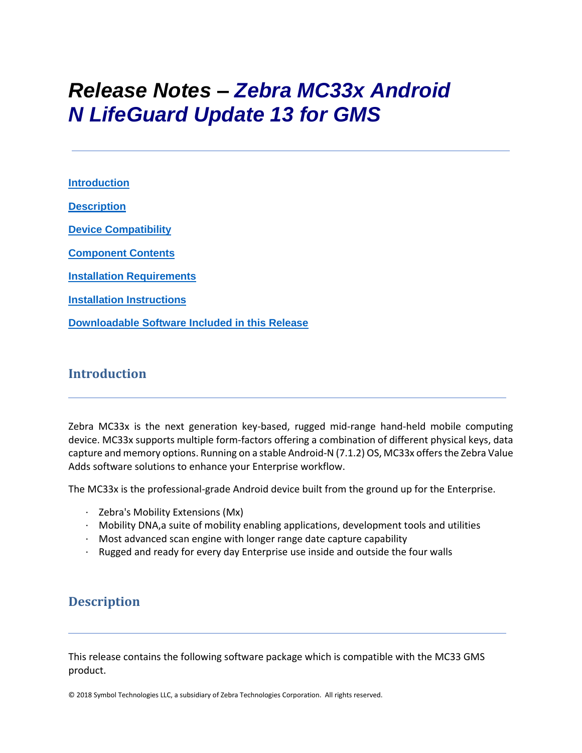# Release Notes – Zebra MC33x Android N LifeGuard Update 13 for GMS

[Introduction](#introduction)

[Description](#description)

[Device Compatibility](#device-compatibility)

[Component Contents](#component-contents)

[Installation Requirements](#installation-requirements)

[Installation Instructions](#installation-instructions)

[Downloadable Software Included in this Release](#downloadable-software-included-in-this-release)

## Introduction

Zebra MC33x is the next generation key-based, rugged mid-range hand-held mobile computing device. MC33x supports multiple form-factors offering a combination of different physical keys, data capture and memory options. Running on a stable Android-N (7.1.2) OS, MC33x offers the Zebra Value Adds software solutions to enhance your Enterprise workflow.

The MC33x is the professional-grade Android device built from the ground up for the Enterprise.

- Zebra's Mobility Extensions (Mx)
- Mobility DNA,a suite of mobility enabling applications, development tools and utilities
- Most advanced scan engine with longer range date capture capability
- Rugged and ready for every day Enterprise use inside and outside the four walls

## Description

This release contains the following software package which is compatible with the MC33 GMS product.

© 2018 Symbol Technologies LLC, a subsidiary of Zebra Technologies Corporation. All rights reserved.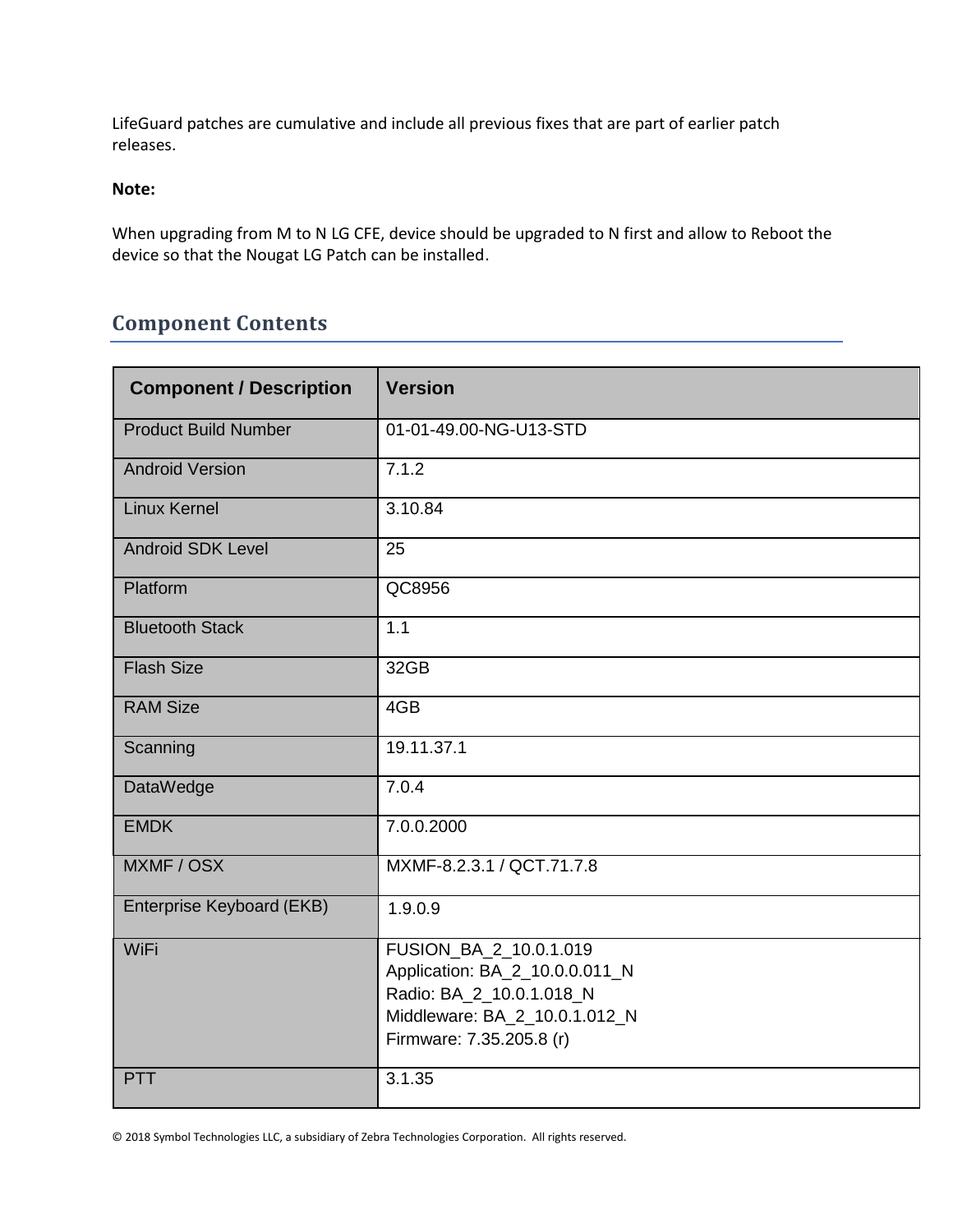LifeGuard patches are cumulative and include all previous fixes that are part of earlier patch releases.

**Note:**

When upgrading from M to N LG CFE, device should be upgraded to N first and allow to Reboot the device so that the Nougat LG Patch can be installed.

## Component Contents

| Component / Description | Version |
| --- | --- |
| Product Build Number | 01-01-49.00-NG-U13-STD |
| Android Version | 7.1.2 |
| Linux Kernel | 3.10.84 |
| Android SDK Level | 25 |
| Platform | QC8956 |
| Bluetooth Stack | 1.1 |
| Flash Size | 32GB |
| RAM Size | 4GB |
| Scanning | 19.11.37.1 |
| DataWedge | 7.0.4 |
| EMDK | 7.0.0.2000 |
| MXMF / OSX | MXMF-8.2.3.1 / QCT.71.7.8 |
| Enterprise Keyboard (EKB) | 1.9.0.9 |
| WiFi | FUSION_BA_2_10.0.1.019<br>Application: BA_2_10.0.0.011_N<br>Radio: BA_2_10.0.1.018_N<br>Middleware: BA_2_10.0.1.012_N<br>Firmware: 7.35.205.8 (r) |
| PTT | 3.1.35 |

© 2018 Symbol Technologies LLC, a subsidiary of Zebra Technologies Corporation. All rights reserved.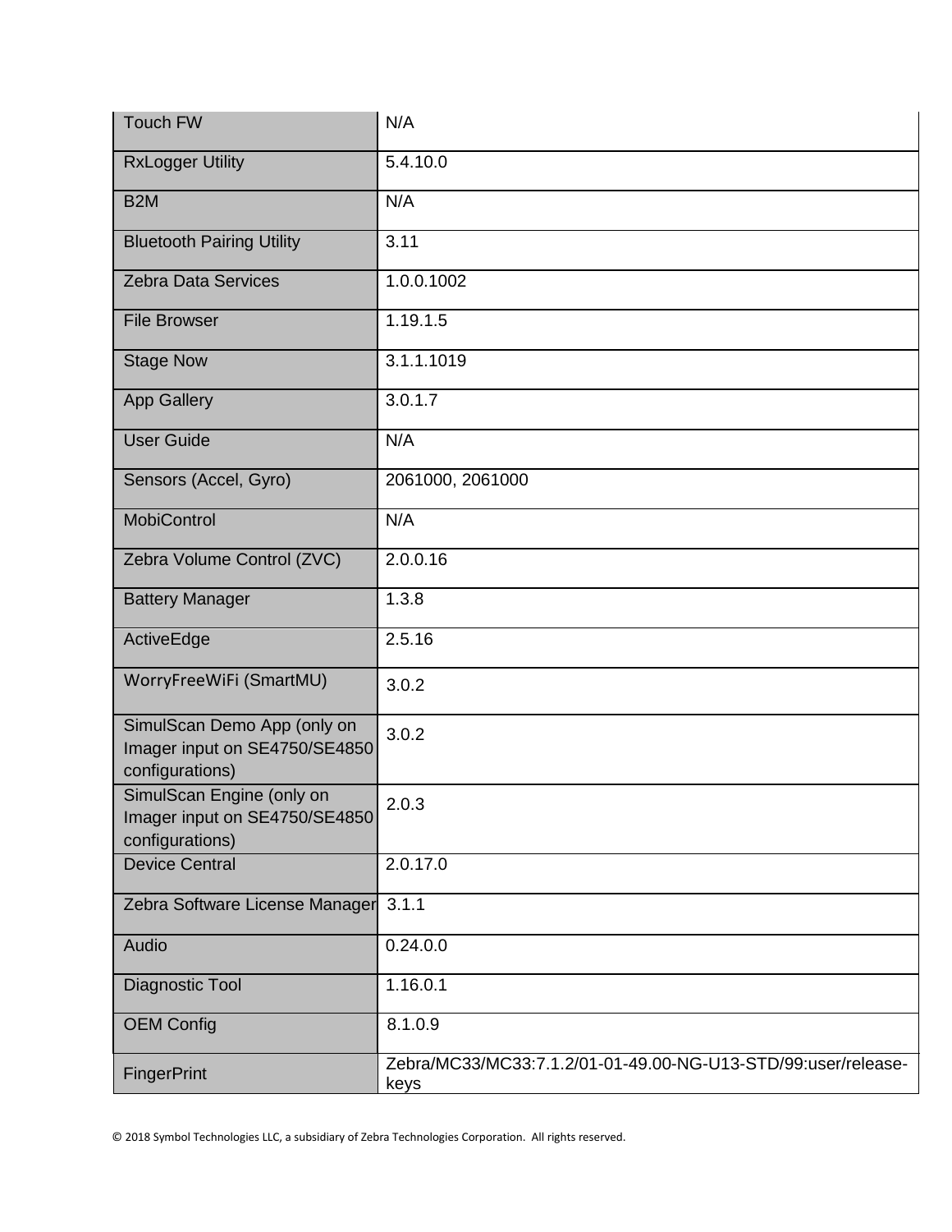| | |
|---|---|
| Touch FW | N/A |
| RxLogger Utility | 5.4.10.0 |
| B2M | N/A |
| Bluetooth Pairing Utility | 3.11 |
| Zebra Data Services | 1.0.0.1002 |
| File Browser | 1.19.1.5 |
| Stage Now | 3.1.1.1019 |
| App Gallery | 3.0.1.7 |
| User Guide | N/A |
| Sensors (Accel, Gyro) | 2061000, 2061000 |
| MobiControl | N/A |
| Zebra Volume Control (ZVC) | 2.0.0.16 |
| Battery Manager | 1.3.8 |
| ActiveEdge | 2.5.16 |
| WorryFreeWiFi (SmartMU) | 3.0.2 |
| SimulScan Demo App (only on Imager input on SE4750/SE4850 configurations) | 3.0.2 |
| SimulScan Engine (only on Imager input on SE4750/SE4850 configurations) | 2.0.3 |
| Device Central | 2.0.17.0 |
| Zebra Software License Manager | 3.1.1 |
| Audio | 0.24.0.0 |
| Diagnostic Tool | 1.16.0.1 |
| OEM Config | 8.1.0.9 |
| FingerPrint | Zebra/MC33/MC33:7.1.2/01-01-49.00-NG-U13-STD/99:user/release-keys |

© 2018 Symbol Technologies LLC, a subsidiary of Zebra Technologies Corporation. All rights reserved.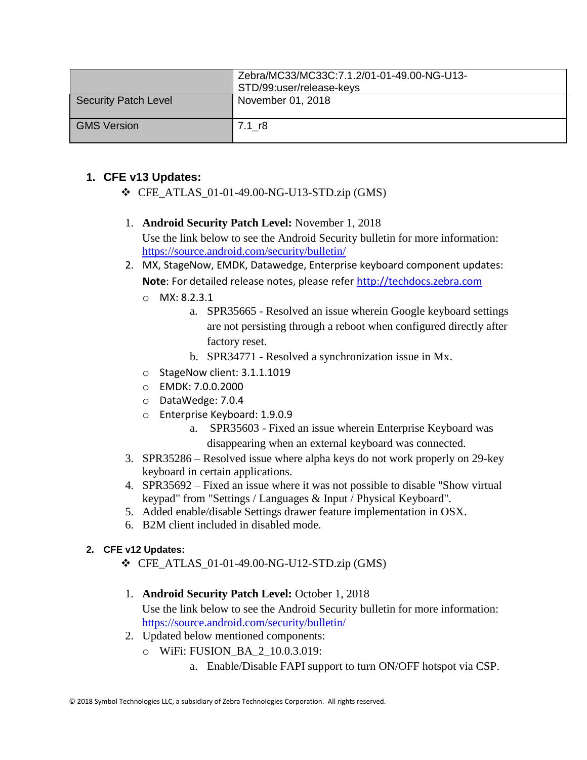| | Zebra/MC33/MC33C:7.1.2/01-01-49.00-NG-U13-STD/99:user/release-keys |
|---|---|
| Security Patch Level | November 01, 2018 |
| GMS Version | 7.1_r8 |

## 1. CFE v13 Updates:

- CFE_ATLAS_01-01-49.00-NG-U13-STD.zip (GMS)

1. **Android Security Patch Level:** November 1, 2018
   Use the link below to see the Android Security bulletin for more information: https://source.android.com/security/bulletin/
2. MX, StageNow, EMDK, Datawedge, Enterprise keyboard component updates:
   **Note**: For detailed release notes, please refer http://techdocs.zebra.com
   - MX: 8.2.3.1
     a. SPR35665 - Resolved an issue wherein Google keyboard settings are not persisting through a reboot when configured directly after factory reset.
     b. SPR34771 - Resolved a synchronization issue in Mx.
   - StageNow client: 3.1.1.1019
   - EMDK: 7.0.0.2000
   - DataWedge: 7.0.4
   - Enterprise Keyboard: 1.9.0.9
     a. SPR35603 - Fixed an issue wherein Enterprise Keyboard was disappearing when an external keyboard was connected.
3. SPR35286 – Resolved issue where alpha keys do not work properly on 29-key keyboard in certain applications.
4. SPR35692 – Fixed an issue where it was not possible to disable "Show virtual keypad" from "Settings / Languages & Input / Physical Keyboard".
5. Added enable/disable Settings drawer feature implementation in OSX.
6. B2M client included in disabled mode.

## 2. CFE v12 Updates:

- CFE_ATLAS_01-01-49.00-NG-U12-STD.zip (GMS)

1. **Android Security Patch Level:** October 1, 2018
   Use the link below to see the Android Security bulletin for more information: https://source.android.com/security/bulletin/
2. Updated below mentioned components:
   - WiFi: FUSION_BA_2_10.0.3.019:
     a. Enable/Disable FAPI support to turn ON/OFF hotspot via CSP.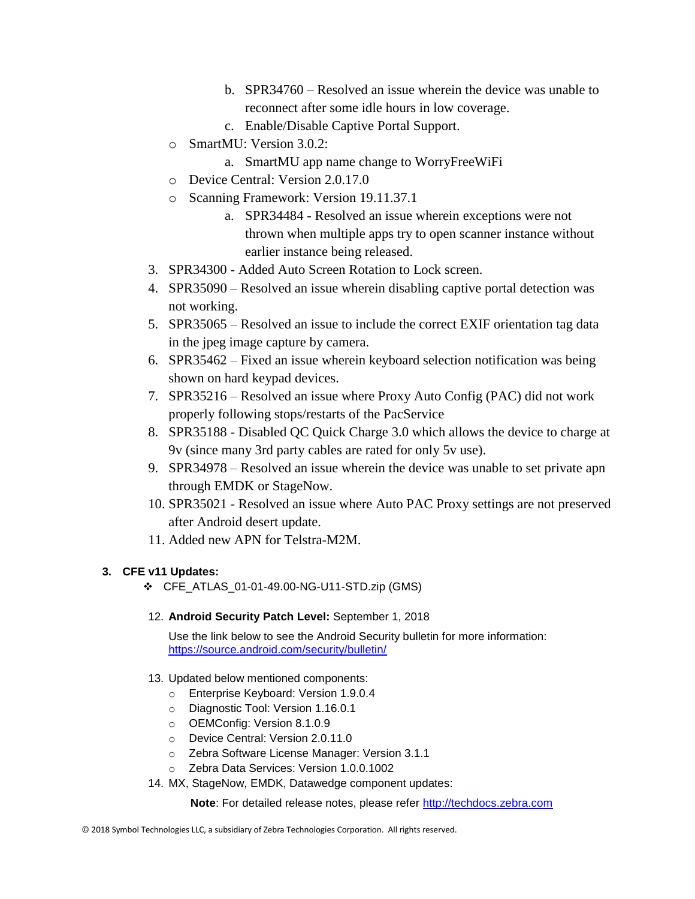b. SPR34760 – Resolved an issue wherein the device was unable to reconnect after some idle hours in low coverage.
   c. Enable/Disable Captive Portal Support.

- SmartMU: Version 3.0.2:
   a. SmartMU app name change to WorryFreeWiFi
- Device Central: Version 2.0.17.0
- Scanning Framework: Version 19.11.37.1
   a. SPR34484 - Resolved an issue wherein exceptions were not thrown when multiple apps try to open scanner instance without earlier instance being released.

3. SPR34300 - Added Auto Screen Rotation to Lock screen.
4. SPR35090 – Resolved an issue wherein disabling captive portal detection was not working.
5. SPR35065 – Resolved an issue to include the correct EXIF orientation tag data in the jpeg image capture by camera.
6. SPR35462 – Fixed an issue wherein keyboard selection notification was being shown on hard keypad devices.
7. SPR35216 – Resolved an issue where Proxy Auto Config (PAC) did not work properly following stops/restarts of the PacService
8. SPR35188 - Disabled QC Quick Charge 3.0 which allows the device to charge at 9v (since many 3rd party cables are rated for only 5v use).
9. SPR34978 – Resolved an issue wherein the device was unable to set private apn through EMDK or StageNow.
10. SPR35021 - Resolved an issue where Auto PAC Proxy settings are not preserved after Android desert update.
11. Added new APN for Telstra-M2M.

### 3. CFE v11 Updates:

- CFE_ATLAS_01-01-49.00-NG-U11-STD.zip (GMS)

12. **Android Security Patch Level:** September 1, 2018

    Use the link below to see the Android Security bulletin for more information: [https://source.android.com/security/bulletin/](https://source.android.com/security/bulletin/)

13. Updated below mentioned components:
    - Enterprise Keyboard: Version 1.9.0.4
    - Diagnostic Tool: Version 1.16.0.1
    - OEMConfig: Version 8.1.0.9
    - Device Central: Version 2.0.11.0
    - Zebra Software License Manager: Version 3.1.1
    - Zebra Data Services: Version 1.0.0.1002
14. MX, StageNow, EMDK, Datawedge component updates:

    **Note**: For detailed release notes, please refer [http://techdocs.zebra.com](http://techdocs.zebra.com)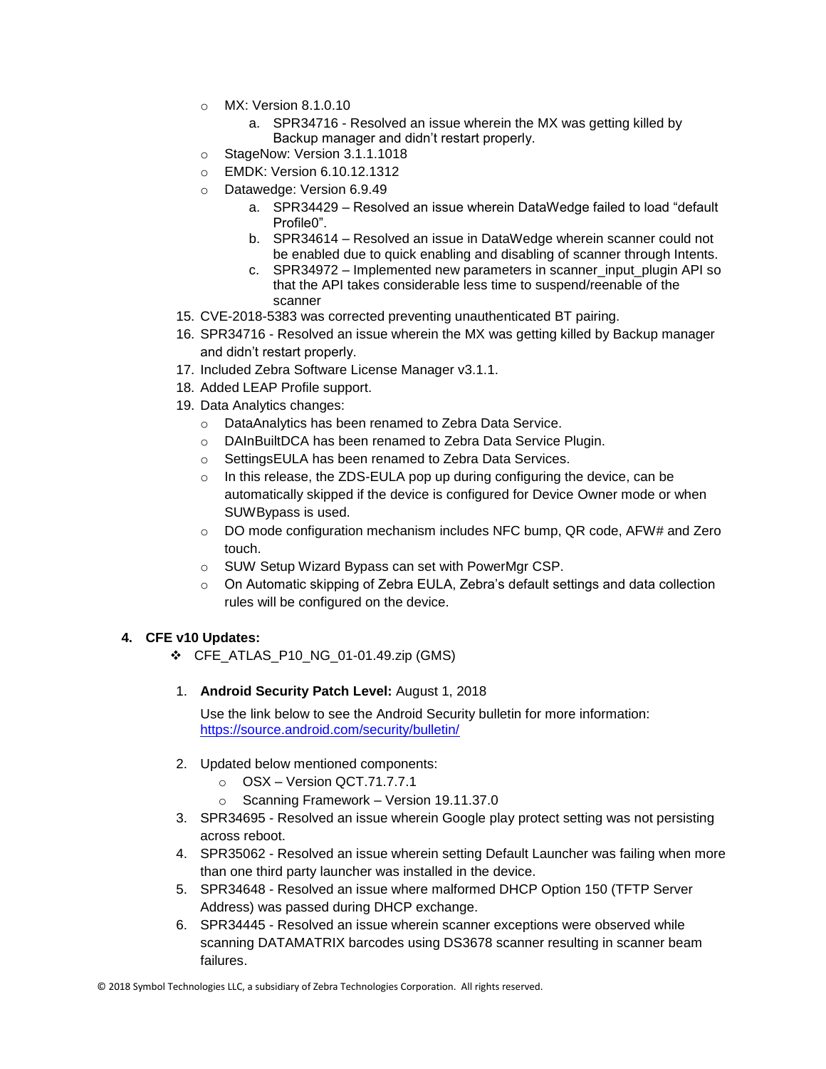- MX: Version 8.1.0.10
    a. SPR34716 - Resolved an issue wherein the MX was getting killed by Backup manager and didn't restart properly.
- StageNow: Version 3.1.1.1018
- EMDK: Version 6.10.12.1312
- Datawedge: Version 6.9.49
    a. SPR34429 – Resolved an issue wherein DataWedge failed to load "default Profile0".
    b. SPR34614 – Resolved an issue in DataWedge wherein scanner could not be enabled due to quick enabling and disabling of scanner through Intents.
    c. SPR34972 – Implemented new parameters in scanner_input_plugin API so that the API takes considerable less time to suspend/reenable of the scanner

15. CVE-2018-5383 was corrected preventing unauthenticated BT pairing.
16. SPR34716 - Resolved an issue wherein the MX was getting killed by Backup manager and didn't restart properly.
17. Included Zebra Software License Manager v3.1.1.
18. Added LEAP Profile support.
19. Data Analytics changes:
    - DataAnalytics has been renamed to Zebra Data Service.
    - DAInBuiltDCA has been renamed to Zebra Data Service Plugin.
    - SettingsEULA has been renamed to Zebra Data Services.
    - In this release, the ZDS-EULA pop up during configuring the device, can be automatically skipped if the device is configured for Device Owner mode or when SUWBypass is used.
    - DO mode configuration mechanism includes NFC bump, QR code, AFW# and Zero touch.
    - SUW Setup Wizard Bypass can set with PowerMgr CSP.
    - On Automatic skipping of Zebra EULA, Zebra's default settings and data collection rules will be configured on the device.

## 4. CFE v10 Updates:

- CFE_ATLAS_P10_NG_01-01.49.zip (GMS)

1. **Android Security Patch Level:** August 1, 2018

   Use the link below to see the Android Security bulletin for more information: https://source.android.com/security/bulletin/

2. Updated below mentioned components:
    - OSX – Version QCT.71.7.7.1
    - Scanning Framework – Version 19.11.37.0
3. SPR34695 - Resolved an issue wherein Google play protect setting was not persisting across reboot.
4. SPR35062 - Resolved an issue wherein setting Default Launcher was failing when more than one third party launcher was installed in the device.
5. SPR34648 - Resolved an issue where malformed DHCP Option 150 (TFTP Server Address) was passed during DHCP exchange.
6. SPR34445 - Resolved an issue wherein scanner exceptions were observed while scanning DATAMATRIX barcodes using DS3678 scanner resulting in scanner beam failures.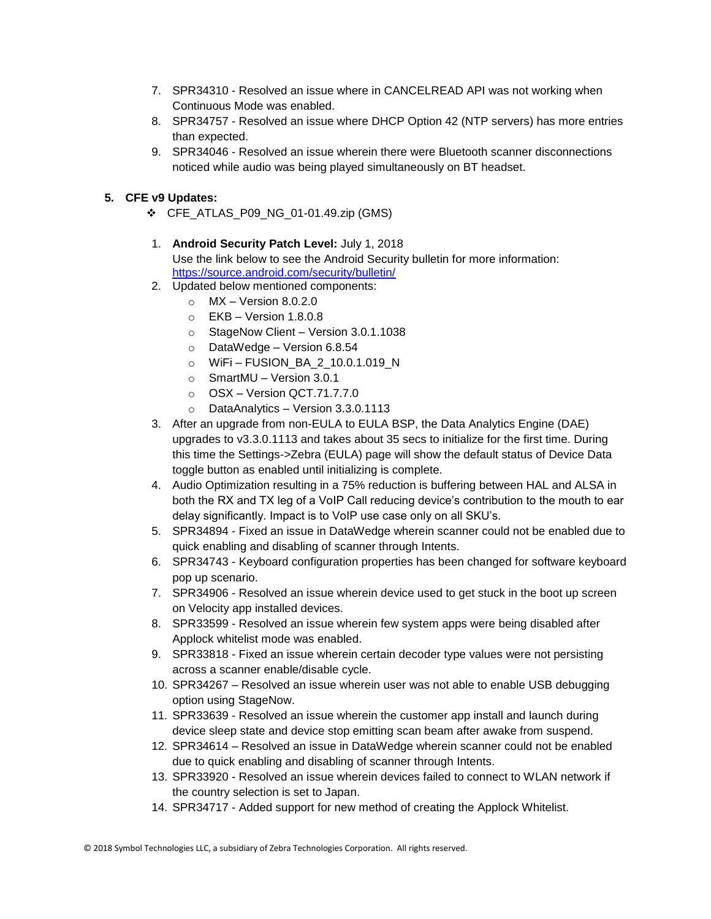7. SPR34310 - Resolved an issue where in CANCELREAD API was not working when Continuous Mode was enabled.
8. SPR34757 - Resolved an issue where DHCP Option 42 (NTP servers) has more entries than expected.
9. SPR34046 - Resolved an issue wherein there were Bluetooth scanner disconnections noticed while audio was being played simultaneously on BT headset.

5. **CFE v9 Updates:**

❖ CFE_ATLAS_P09_NG_01-01.49.zip (GMS)

1. **Android Security Patch Level:** July 1, 2018
   Use the link below to see the Android Security bulletin for more information: https://source.android.com/security/bulletin/
2. Updated below mentioned components:
   - MX – Version 8.0.2.0
   - EKB – Version 1.8.0.8
   - StageNow Client – Version 3.0.1.1038
   - DataWedge – Version 6.8.54
   - WiFi – FUSION_BA_2_10.0.1.019_N
   - SmartMU – Version 3.0.1
   - OSX – Version QCT.71.7.7.0
   - DataAnalytics – Version 3.3.0.1113
3. After an upgrade from non-EULA to EULA BSP, the Data Analytics Engine (DAE) upgrades to v3.3.0.1113 and takes about 35 secs to initialize for the first time. During this time the Settings->Zebra (EULA) page will show the default status of Device Data toggle button as enabled until initializing is complete.
4. Audio Optimization resulting in a 75% reduction is buffering between HAL and ALSA in both the RX and TX leg of a VoIP Call reducing device's contribution to the mouth to ear delay significantly. Impact is to VoIP use case only on all SKU's.
5. SPR34894 - Fixed an issue in DataWedge wherein scanner could not be enabled due to quick enabling and disabling of scanner through Intents.
6. SPR34743 - Keyboard configuration properties has been changed for software keyboard pop up scenario.
7. SPR34906 - Resolved an issue wherein device used to get stuck in the boot up screen on Velocity app installed devices.
8. SPR33599 - Resolved an issue wherein few system apps were being disabled after Applock whitelist mode was enabled.
9. SPR33818 - Fixed an issue wherein certain decoder type values were not persisting across a scanner enable/disable cycle.
10. SPR34267 – Resolved an issue wherein user was not able to enable USB debugging option using StageNow.
11. SPR33639 - Resolved an issue wherein the customer app install and launch during device sleep state and device stop emitting scan beam after awake from suspend.
12. SPR34614 – Resolved an issue in DataWedge wherein scanner could not be enabled due to quick enabling and disabling of scanner through Intents.
13. SPR33920 - Resolved an issue wherein devices failed to connect to WLAN network if the country selection is set to Japan.
14. SPR34717 - Added support for new method of creating the Applock Whitelist.

© 2018 Symbol Technologies LLC, a subsidiary of Zebra Technologies Corporation. All rights reserved.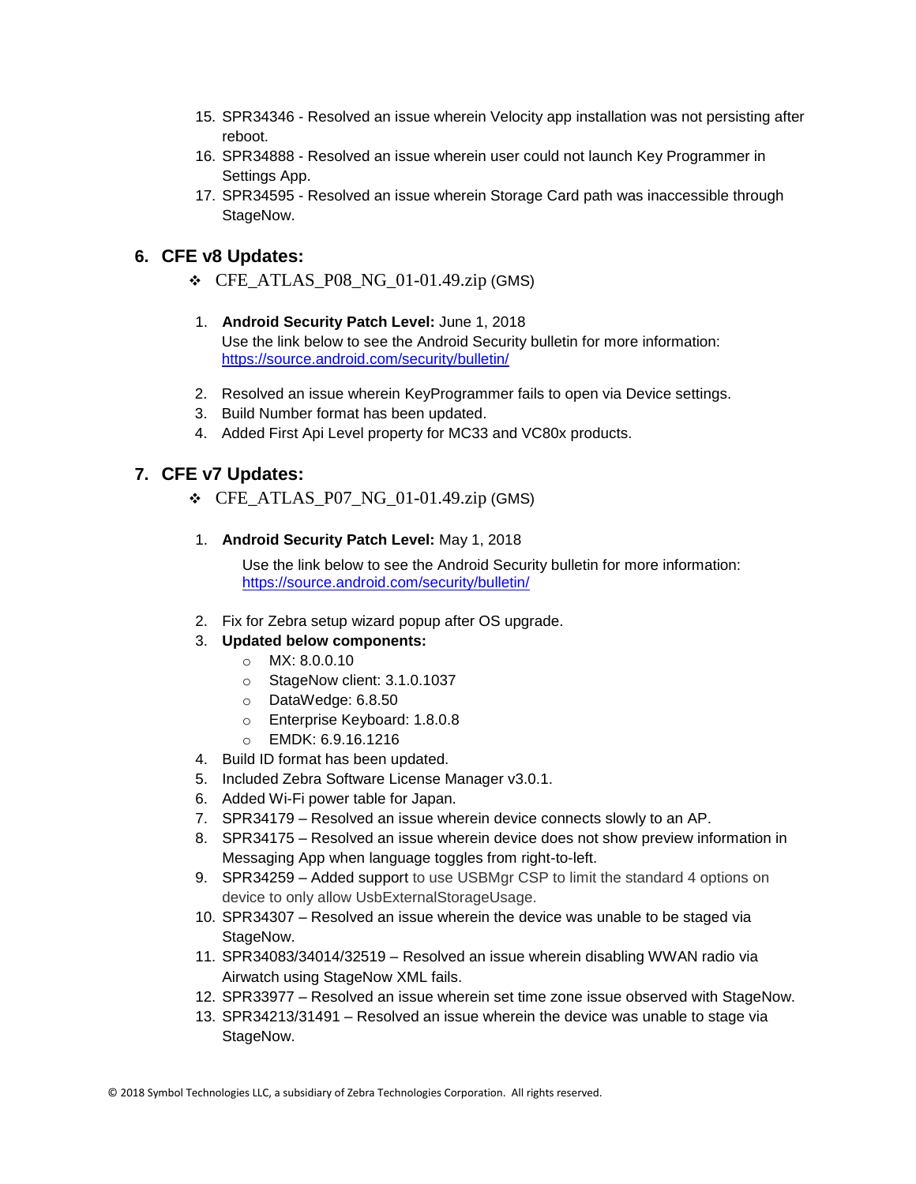15. SPR34346 - Resolved an issue wherein Velocity app installation was not persisting after reboot.
16. SPR34888 - Resolved an issue wherein user could not launch Key Programmer in Settings App.
17. SPR34595 - Resolved an issue wherein Storage Card path was inaccessible through StageNow.

## 6. CFE v8 Updates:

- CFE_ATLAS_P08_NG_01-01.49.zip (GMS)

1. **Android Security Patch Level:** June 1, 2018
   Use the link below to see the Android Security bulletin for more information: [https://source.android.com/security/bulletin/](https://source.android.com/security/bulletin/)
2. Resolved an issue wherein KeyProgrammer fails to open via Device settings.
3. Build Number format has been updated.
4. Added First Api Level property for MC33 and VC80x products.

## 7. CFE v7 Updates:

- CFE_ATLAS_P07_NG_01-01.49.zip (GMS)

1. **Android Security Patch Level:** May 1, 2018

   Use the link below to see the Android Security bulletin for more information: [https://source.android.com/security/bulletin/](https://source.android.com/security/bulletin/)
2. Fix for Zebra setup wizard popup after OS upgrade.
3. **Updated below components:**
   - MX: 8.0.0.10
   - StageNow client: 3.1.0.1037
   - DataWedge: 6.8.50
   - Enterprise Keyboard: 1.8.0.8
   - EMDK: 6.9.16.1216
4. Build ID format has been updated.
5. Included Zebra Software License Manager v3.0.1.
6. Added Wi-Fi power table for Japan.
7. SPR34179 – Resolved an issue wherein device connects slowly to an AP.
8. SPR34175 – Resolved an issue wherein device does not show preview information in Messaging App when language toggles from right-to-left.
9. SPR34259 – Added support to use USBMgr CSP to limit the standard 4 options on device to only allow UsbExternalStorageUsage.
10. SPR34307 – Resolved an issue wherein the device was unable to be staged via StageNow.
11. SPR34083/34014/32519 – Resolved an issue wherein disabling WWAN radio via Airwatch using StageNow XML fails.
12. SPR33977 – Resolved an issue wherein set time zone issue observed with StageNow.
13. SPR34213/31491 – Resolved an issue wherein the device was unable to stage via StageNow.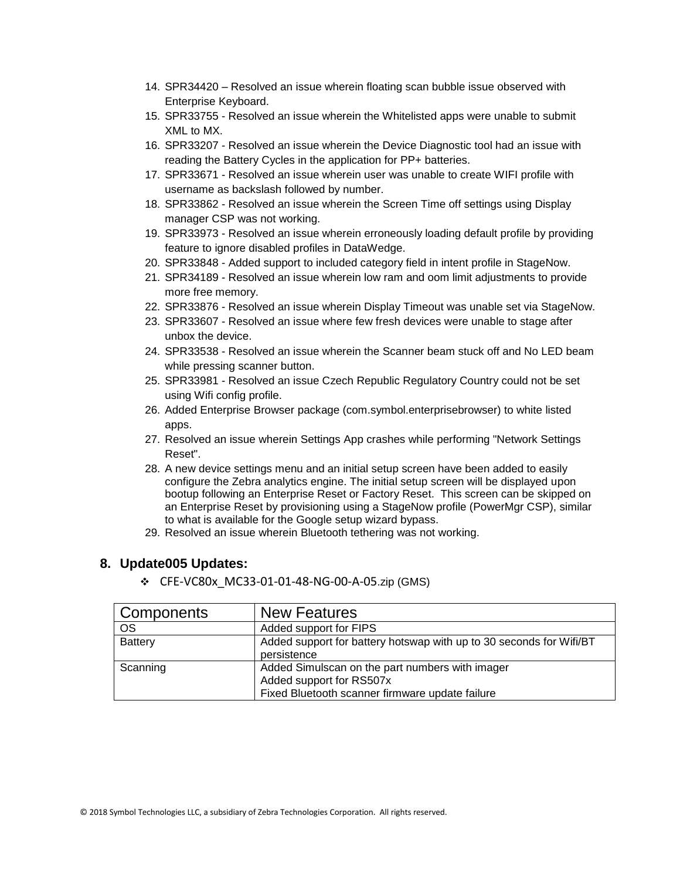14. SPR34420 – Resolved an issue wherein floating scan bubble issue observed with Enterprise Keyboard.
15. SPR33755 - Resolved an issue wherein the Whitelisted apps were unable to submit XML to MX.
16. SPR33207 - Resolved an issue wherein the Device Diagnostic tool had an issue with reading the Battery Cycles in the application for PP+ batteries.
17. SPR33671 - Resolved an issue wherein user was unable to create WIFI profile with username as backslash followed by number.
18. SPR33862 - Resolved an issue wherein the Screen Time off settings using Display manager CSP was not working.
19. SPR33973 - Resolved an issue wherein erroneously loading default profile by providing feature to ignore disabled profiles in DataWedge.
20. SPR33848 - Added support to included category field in intent profile in StageNow.
21. SPR34189 - Resolved an issue wherein low ram and oom limit adjustments to provide more free memory.
22. SPR33876 - Resolved an issue wherein Display Timeout was unable set via StageNow.
23. SPR33607 - Resolved an issue where few fresh devices were unable to stage after unbox the device.
24. SPR33538 - Resolved an issue wherein the Scanner beam stuck off and No LED beam while pressing scanner button.
25. SPR33981 - Resolved an issue Czech Republic Regulatory Country could not be set using Wifi config profile.
26. Added Enterprise Browser package (com.symbol.enterprisebrowser) to white listed apps.
27. Resolved an issue wherein Settings App crashes while performing "Network Settings Reset".
28. A new device settings menu and an initial setup screen have been added to easily configure the Zebra analytics engine. The initial setup screen will be displayed upon bootup following an Enterprise Reset or Factory Reset. This screen can be skipped on an Enterprise Reset by provisioning using a StageNow profile (PowerMgr CSP), similar to what is available for the Google setup wizard bypass.
29. Resolved an issue wherein Bluetooth tethering was not working.

## 8. Update005 Updates:

- CFE-VC80x_MC33-01-01-48-NG-00-A-05.zip (GMS)

| Components | New Features |
| --- | --- |
| OS | Added support for FIPS |
| Battery | Added support for battery hotswap with up to 30 seconds for Wifi/BT persistence |
| Scanning | Added Simulscan on the part numbers with imager<br>Added support for RS507x<br>Fixed Bluetooth scanner firmware update failure |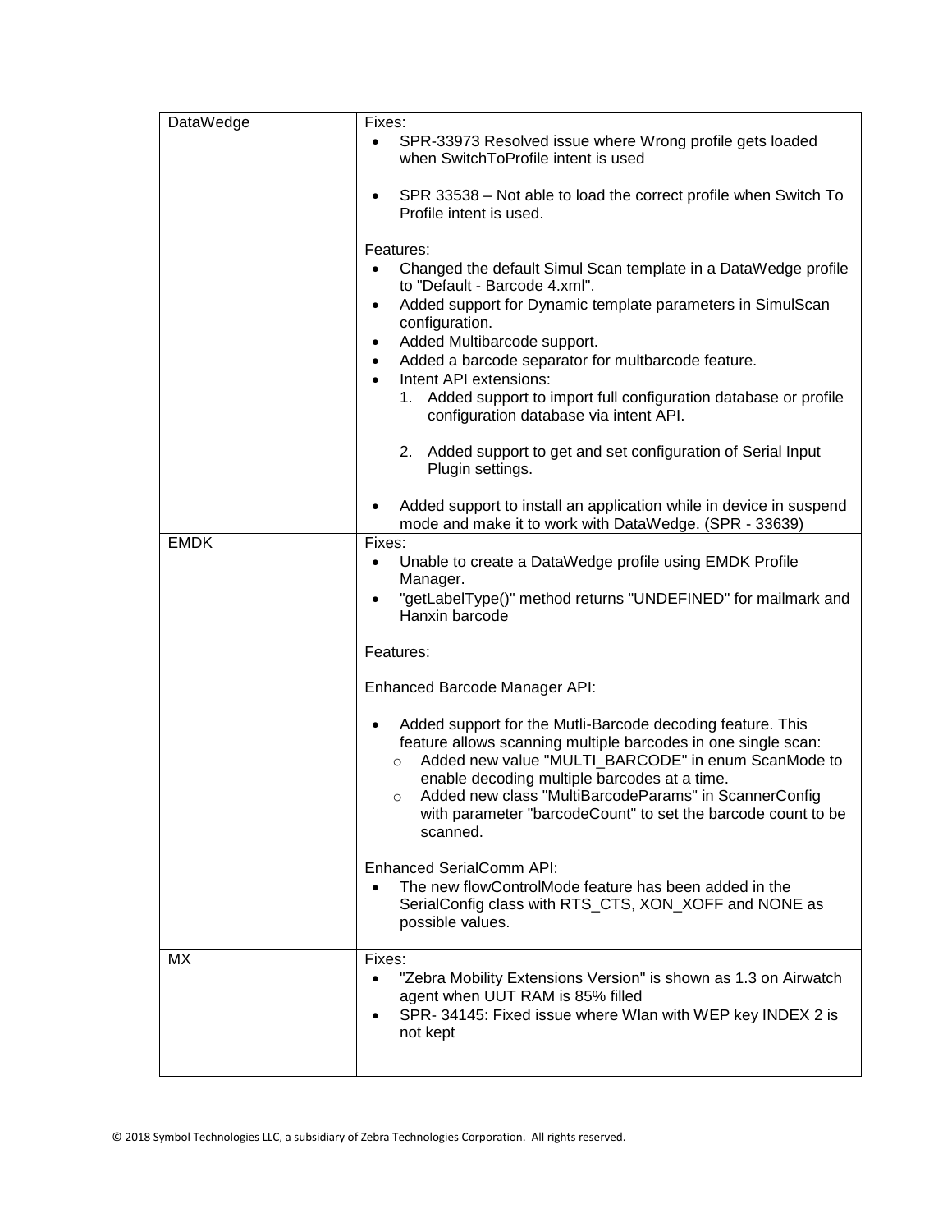| DataWedge | Fixes:<br>• SPR-33973 Resolved issue where Wrong profile gets loaded when SwitchToProfile intent is used<br><br>• SPR 33538 – Not able to load the correct profile when Switch To Profile intent is used.<br><br>Features:<br>• Changed the default Simul Scan template in a DataWedge profile to "Default - Barcode 4.xml".<br>• Added support for Dynamic template parameters in SimulScan configuration.<br>• Added Multibarcode support.<br>• Added a barcode separator for multbarcode feature.<br>• Intent API extensions:<br>1. Added support to import full configuration database or profile configuration database via intent API.<br><br>2. Added support to get and set configuration of Serial Input Plugin settings.<br><br>• Added support to install an application while in device in suspend mode and make it to work with DataWedge. (SPR - 33639) |
|---|---|
| EMDK | Fixes:<br>• Unable to create a DataWedge profile using EMDK Profile Manager.<br>• "getLabelType()" method returns "UNDEFINED" for mailmark and Hanxin barcode<br><br>Features:<br><br>Enhanced Barcode Manager API:<br><br>• Added support for the Mutli-Barcode decoding feature. This feature allows scanning multiple barcodes in one single scan:<br>o Added new value "MULTI_BARCODE" in enum ScanMode to enable decoding multiple barcodes at a time.<br>o Added new class "MultiBarcodeParams" in ScannerConfig with parameter "barcodeCount" to set the barcode count to be scanned.<br><br>Enhanced SerialComm API:<br>• The new flowControlMode feature has been added in the SerialConfig class with RTS_CTS, XON_XOFF and NONE as possible values. |
| MX | Fixes:<br>• "Zebra Mobility Extensions Version" is shown as 1.3 on Airwatch agent when UUT RAM is 85% filled<br>• SPR- 34145: Fixed issue where Wlan with WEP key INDEX 2 is not kept |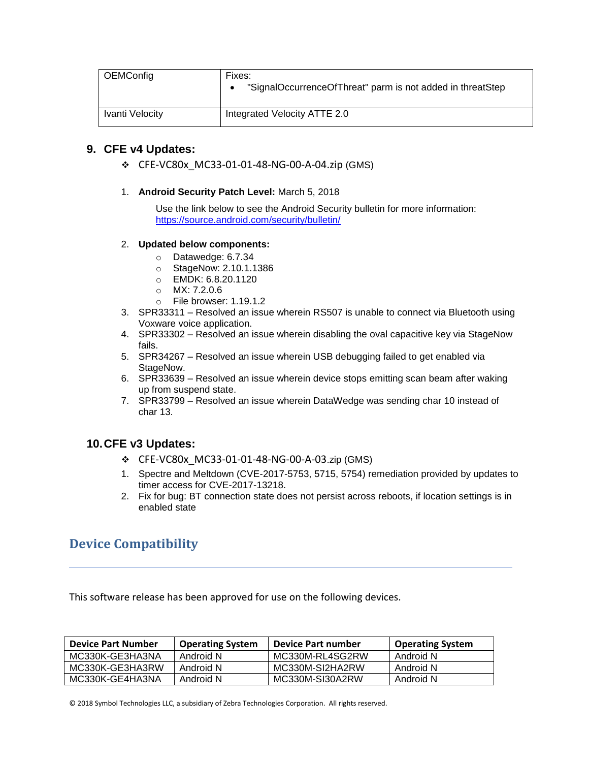| OEMConfig | Fixes:<br>• "SignalOccurrenceOfThreat" parm is not added in threatStep |
|---|---|
| Ivanti Velocity | Integrated Velocity ATTE 2.0 |

## 9. CFE v4 Updates:

❖ CFE-VC80x_MC33-01-01-48-NG-00-A-04.zip (GMS)

1. **Android Security Patch Level:** March 5, 2018

   Use the link below to see the Android Security bulletin for more information: https://source.android.com/security/bulletin/

2. **Updated below components:**
   - Datawedge: 6.7.34
   - StageNow: 2.10.1.1386
   - EMDK: 6.8.20.1120
   - MX: 7.2.0.6
   - File browser: 1.19.1.2
3. SPR33311 – Resolved an issue wherein RS507 is unable to connect via Bluetooth using Voxware voice application.
4. SPR33302 – Resolved an issue wherein disabling the oval capacitive key via StageNow fails.
5. SPR34267 – Resolved an issue wherein USB debugging failed to get enabled via StageNow.
6. SPR33639 – Resolved an issue wherein device stops emitting scan beam after waking up from suspend state.
7. SPR33799 – Resolved an issue wherein DataWedge was sending char 10 instead of char 13.

## 10. CFE v3 Updates:

❖ CFE-VC80x_MC33-01-01-48-NG-00-A-03.zip (GMS)

1. Spectre and Meltdown (CVE-2017-5753, 5715, 5754) remediation provided by updates to timer access for CVE-2017-13218.
2. Fix for bug: BT connection state does not persist across reboots, if location settings is in enabled state

# Device Compatibility

This software release has been approved for use on the following devices.

| Device Part Number | Operating System | Device Part number | Operating System |
|---|---|---|---|
| MC330K-GE3HA3NA | Android N | MC330M-RL4SG2RW | Android N |
| MC330K-GE3HA3RW | Android N | MC330M-SI2HA2RW | Android N |
| MC330K-GE4HA3NA | Android N | MC330M-SI30A2RW | Android N |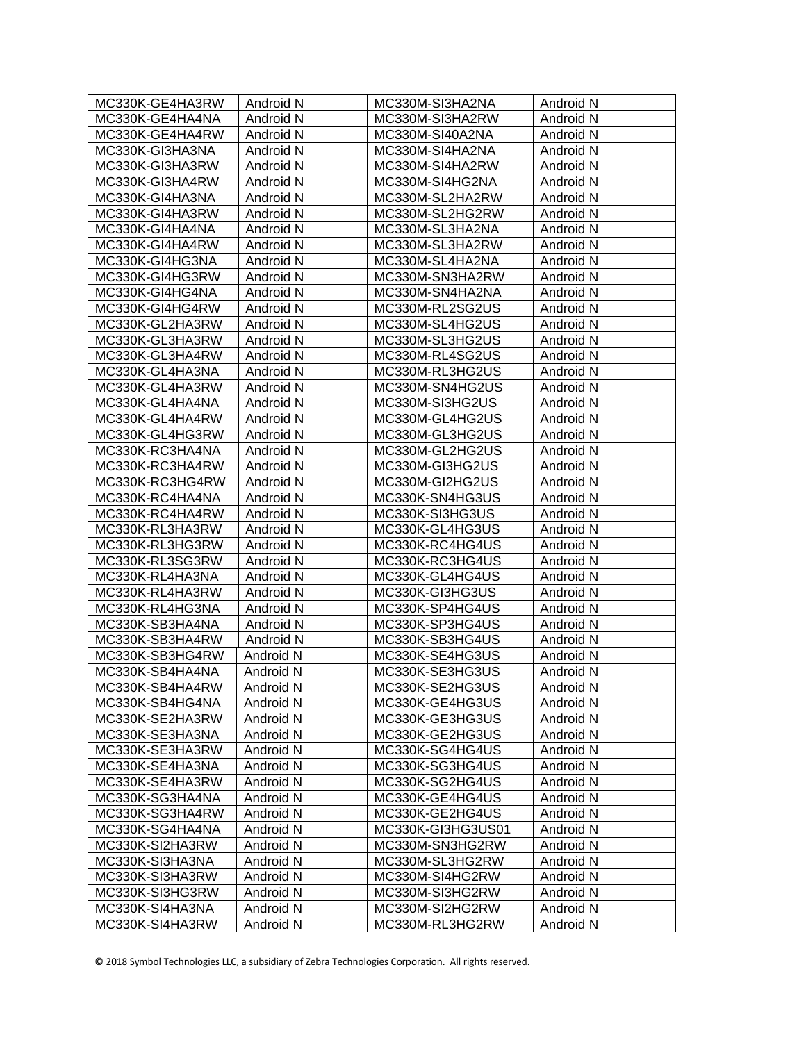| MC330K-GE4HA3RW | Android N | MC330M-SI3HA2NA | Android N |
|---|---|---|---|
| MC330K-GE4HA4NA | Android N | MC330M-SI3HA2RW | Android N |
| MC330K-GE4HA4RW | Android N | MC330M-SI40A2NA | Android N |
| MC330K-GI3HA3NA | Android N | MC330M-SI4HA2NA | Android N |
| MC330K-GI3HA3RW | Android N | MC330M-SI4HA2RW | Android N |
| MC330K-GI3HA4RW | Android N | MC330M-SI4HG2NA | Android N |
| MC330K-GI4HA3NA | Android N | MC330M-SL2HA2RW | Android N |
| MC330K-GI4HA3RW | Android N | MC330M-SL2HG2RW | Android N |
| MC330K-GI4HA4NA | Android N | MC330M-SL3HA2NA | Android N |
| MC330K-GI4HA4RW | Android N | MC330M-SL3HA2RW | Android N |
| MC330K-GI4HG3NA | Android N | MC330M-SL4HA2NA | Android N |
| MC330K-GI4HG3RW | Android N | MC330M-SN3HA2RW | Android N |
| MC330K-GI4HG4NA | Android N | MC330M-SN4HA2NA | Android N |
| MC330K-GI4HG4RW | Android N | MC330M-RL2SG2US | Android N |
| MC330K-GL2HA3RW | Android N | MC330M-SL4HG2US | Android N |
| MC330K-GL3HA3RW | Android N | MC330M-SL3HG2US | Android N |
| MC330K-GL3HA4RW | Android N | MC330M-RL4SG2US | Android N |
| MC330K-GL4HA3NA | Android N | MC330M-RL3HG2US | Android N |
| MC330K-GL4HA3RW | Android N | MC330M-SN4HG2US | Android N |
| MC330K-GL4HA4NA | Android N | MC330M-SI3HG2US | Android N |
| MC330K-GL4HA4RW | Android N | MC330M-GL4HG2US | Android N |
| MC330K-GL4HG3RW | Android N | MC330M-GL3HG2US | Android N |
| MC330K-RC3HA4NA | Android N | MC330M-GL2HG2US | Android N |
| MC330K-RC3HA4RW | Android N | MC330M-GI3HG2US | Android N |
| MC330K-RC3HG4RW | Android N | MC330M-GI2HG2US | Android N |
| MC330K-RC4HA4NA | Android N | MC330K-SN4HG3US | Android N |
| MC330K-RC4HA4RW | Android N | MC330K-SI3HG3US | Android N |
| MC330K-RL3HA3RW | Android N | MC330K-GL4HG3US | Android N |
| MC330K-RL3HG3RW | Android N | MC330K-RC4HG4US | Android N |
| MC330K-RL3SG3RW | Android N | MC330K-RC3HG4US | Android N |
| MC330K-RL4HA3NA | Android N | MC330K-GL4HG4US | Android N |
| MC330K-RL4HA3RW | Android N | MC330K-GI3HG3US | Android N |
| MC330K-RL4HG3NA | Android N | MC330K-SP4HG4US | Android N |
| MC330K-SB3HA4NA | Android N | MC330K-SP3HG4US | Android N |
| MC330K-SB3HA4RW | Android N | MC330K-SB3HG4US | Android N |
| MC330K-SB3HG4RW | Android N | MC330K-SE4HG3US | Android N |
| MC330K-SB4HA4NA | Android N | MC330K-SE3HG3US | Android N |
| MC330K-SB4HA4RW | Android N | MC330K-SE2HG3US | Android N |
| MC330K-SB4HG4NA | Android N | MC330K-GE4HG3US | Android N |
| MC330K-SE2HA3RW | Android N | MC330K-GE3HG3US | Android N |
| MC330K-SE3HA3NA | Android N | MC330K-GE2HG3US | Android N |
| MC330K-SE3HA3RW | Android N | MC330K-SG4HG4US | Android N |
| MC330K-SE4HA3NA | Android N | MC330K-SG3HG4US | Android N |
| MC330K-SE4HA3RW | Android N | MC330K-SG2HG4US | Android N |
| MC330K-SG3HA4NA | Android N | MC330K-GE4HG4US | Android N |
| MC330K-SG3HA4RW | Android N | MC330K-GE2HG4US | Android N |
| MC330K-SG4HA4NA | Android N | MC330K-GI3HG3US01 | Android N |
| MC330K-SI2HA3RW | Android N | MC330M-SN3HG2RW | Android N |
| MC330K-SI3HA3NA | Android N | MC330M-SL3HG2RW | Android N |
| MC330K-SI3HA3RW | Android N | MC330M-SI4HG2RW | Android N |
| MC330K-SI3HG3RW | Android N | MC330M-SI3HG2RW | Android N |
| MC330K-SI4HA3NA | Android N | MC330M-SI2HG2RW | Android N |
| MC330K-SI4HA3RW | Android N | MC330M-RL3HG2RW | Android N |

© 2018 Symbol Technologies LLC, a subsidiary of Zebra Technologies Corporation. All rights reserved.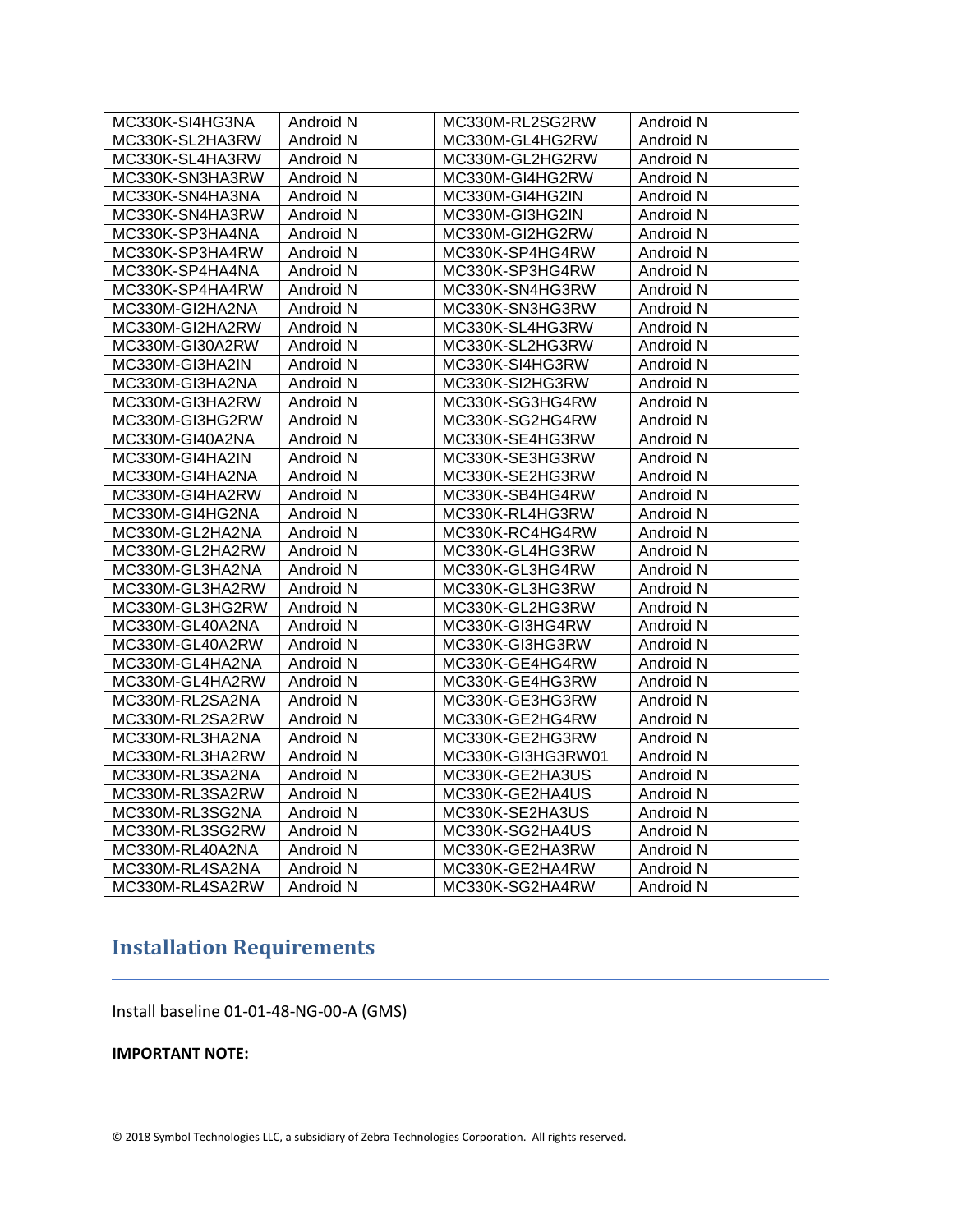| MC330K-SI4HG3NA | Android N | MC330M-RL2SG2RW | Android N |
|---|---|---|---|
| MC330K-SL2HA3RW | Android N | MC330M-GL4HG2RW | Android N |
| MC330K-SL4HA3RW | Android N | MC330M-GL2HG2RW | Android N |
| MC330K-SN3HA3RW | Android N | MC330M-GI4HG2RW | Android N |
| MC330K-SN4HA3NA | Android N | MC330M-GI4HG2IN | Android N |
| MC330K-SN4HA3RW | Android N | MC330M-GI3HG2IN | Android N |
| MC330K-SP3HA4NA | Android N | MC330M-GI2HG2RW | Android N |
| MC330K-SP3HA4RW | Android N | MC330K-SP4HG4RW | Android N |
| MC330K-SP4HA4NA | Android N | MC330K-SP3HG4RW | Android N |
| MC330K-SP4HA4RW | Android N | MC330K-SN4HG3RW | Android N |
| MC330M-GI2HA2NA | Android N | MC330K-SN3HG3RW | Android N |
| MC330M-GI2HA2RW | Android N | MC330K-SL4HG3RW | Android N |
| MC330M-GI30A2RW | Android N | MC330K-SL2HG3RW | Android N |
| MC330M-GI3HA2IN | Android N | MC330K-SI4HG3RW | Android N |
| MC330M-GI3HA2NA | Android N | MC330K-SI2HG3RW | Android N |
| MC330M-GI3HA2RW | Android N | MC330K-SG3HG4RW | Android N |
| MC330M-GI3HG2RW | Android N | MC330K-SG2HG4RW | Android N |
| MC330M-GI40A2NA | Android N | MC330K-SE4HG3RW | Android N |
| MC330M-GI4HA2IN | Android N | MC330K-SE3HG3RW | Android N |
| MC330M-GI4HA2NA | Android N | MC330K-SE2HG3RW | Android N |
| MC330M-GI4HA2RW | Android N | MC330K-SB4HG4RW | Android N |
| MC330M-GI4HG2NA | Android N | MC330K-RL4HG3RW | Android N |
| MC330M-GL2HA2NA | Android N | MC330K-RC4HG4RW | Android N |
| MC330M-GL2HA2RW | Android N | MC330K-GL4HG3RW | Android N |
| MC330M-GL3HA2NA | Android N | MC330K-GL3HG4RW | Android N |
| MC330M-GL3HA2RW | Android N | MC330K-GL3HG3RW | Android N |
| MC330M-GL3HG2RW | Android N | MC330K-GL2HG3RW | Android N |
| MC330M-GL40A2NA | Android N | MC330K-GI3HG4RW | Android N |
| MC330M-GL40A2RW | Android N | MC330K-GI3HG3RW | Android N |
| MC330M-GL4HA2NA | Android N | MC330K-GE4HG4RW | Android N |
| MC330M-GL4HA2RW | Android N | MC330K-GE4HG3RW | Android N |
| MC330M-RL2SA2NA | Android N | MC330K-GE3HG3RW | Android N |
| MC330M-RL2SA2RW | Android N | MC330K-GE2HG4RW | Android N |
| MC330M-RL3HA2NA | Android N | MC330K-GE2HG3RW | Android N |
| MC330M-RL3HA2RW | Android N | MC330K-GI3HG3RW01 | Android N |
| MC330M-RL3SA2NA | Android N | MC330K-GE2HA3US | Android N |
| MC330M-RL3SA2RW | Android N | MC330K-GE2HA4US | Android N |
| MC330M-RL3SG2NA | Android N | MC330K-SE2HA3US | Android N |
| MC330M-RL3SG2RW | Android N | MC330K-SG2HA4US | Android N |
| MC330M-RL40A2NA | Android N | MC330K-GE2HA3RW | Android N |
| MC330M-RL4SA2NA | Android N | MC330K-GE2HA4RW | Android N |
| MC330M-RL4SA2RW | Android N | MC330K-SG2HA4RW | Android N |

## Installation Requirements

Install baseline 01-01-48-NG-00-A (GMS)

**IMPORTANT NOTE:**

© 2018 Symbol Technologies LLC, a subsidiary of Zebra Technologies Corporation. All rights reserved.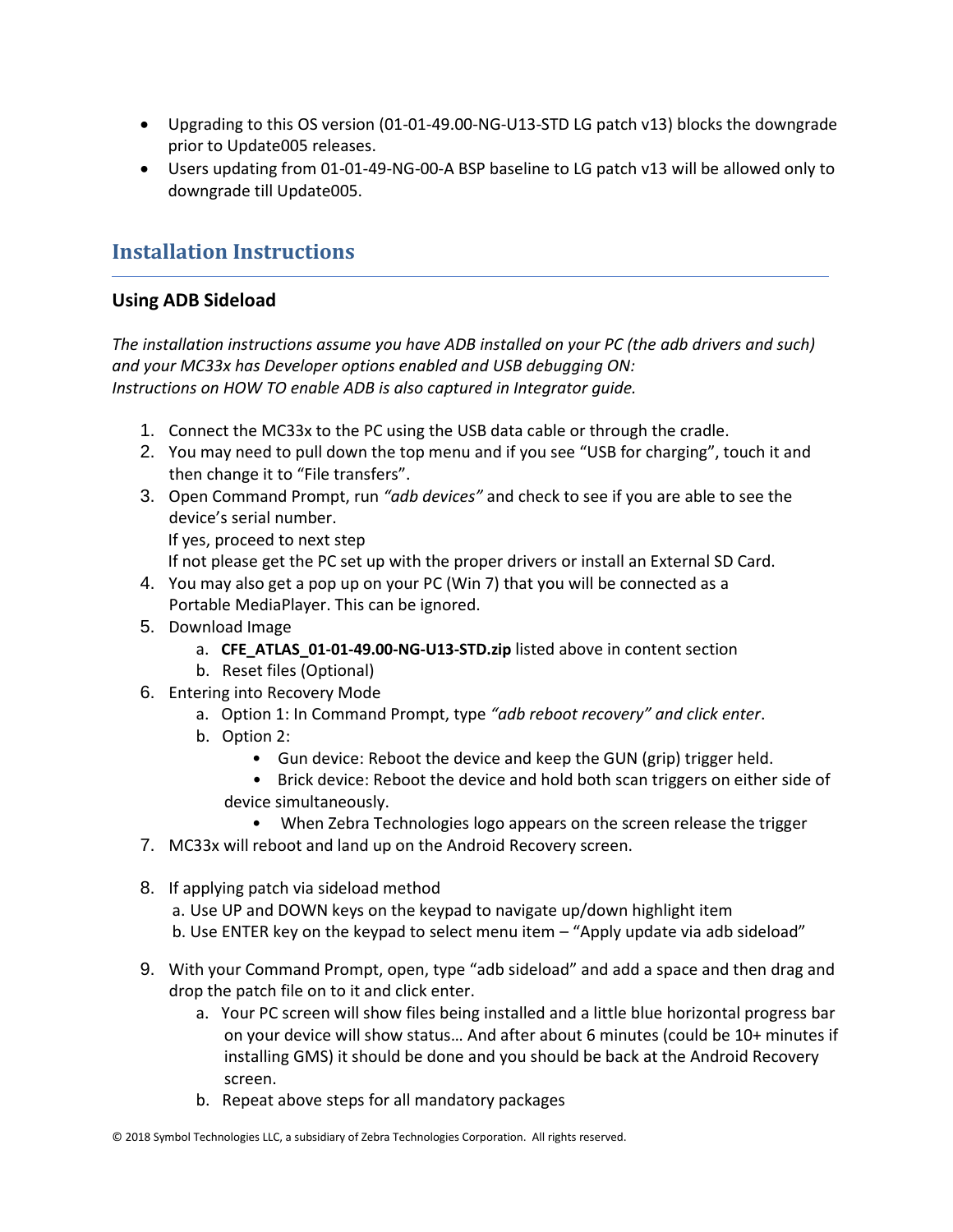- Upgrading to this OS version (01-01-49.00-NG-U13-STD LG patch v13) blocks the downgrade prior to Update005 releases.
- Users updating from 01-01-49-NG-00-A BSP baseline to LG patch v13 will be allowed only to downgrade till Update005.

## Installation Instructions

### Using ADB Sideload

*The installation instructions assume you have ADB installed on your PC (the adb drivers and such) and your MC33x has Developer options enabled and USB debugging ON:*
*Instructions on HOW TO enable ADB is also captured in Integrator guide.*

1. Connect the MC33x to the PC using the USB data cable or through the cradle.
2. You may need to pull down the top menu and if you see "USB for charging", touch it and then change it to "File transfers".
3. Open Command Prompt, run *"adb devices"* and check to see if you are able to see the device's serial number.
   If yes, proceed to next step
   If not please get the PC set up with the proper drivers or install an External SD Card.
4. You may also get a pop up on your PC (Win 7) that you will be connected as a Portable MediaPlayer. This can be ignored.
5. Download Image
   a. **CFE_ATLAS_01-01-49.00-NG-U13-STD.zip** listed above in content section
   b. Reset files (Optional)
6. Entering into Recovery Mode
   a. Option 1: In Command Prompt, type *"adb reboot recovery" and click enter*.
   b. Option 2:
      - Gun device: Reboot the device and keep the GUN (grip) trigger held.
      - Brick device: Reboot the device and hold both scan triggers on either side of device simultaneously.
      - When Zebra Technologies logo appears on the screen release the trigger
7. MC33x will reboot and land up on the Android Recovery screen.
8. If applying patch via sideload method
   a. Use UP and DOWN keys on the keypad to navigate up/down highlight item
   b. Use ENTER key on the keypad to select menu item – "Apply update via adb sideload"
9. With your Command Prompt, open, type "adb sideload" and add a space and then drag and drop the patch file on to it and click enter.
   a. Your PC screen will show files being installed and a little blue horizontal progress bar on your device will show status… And after about 6 minutes (could be 10+ minutes if installing GMS) it should be done and you should be back at the Android Recovery screen.
   b. Repeat above steps for all mandatory packages

© 2018 Symbol Technologies LLC, a subsidiary of Zebra Technologies Corporation. All rights reserved.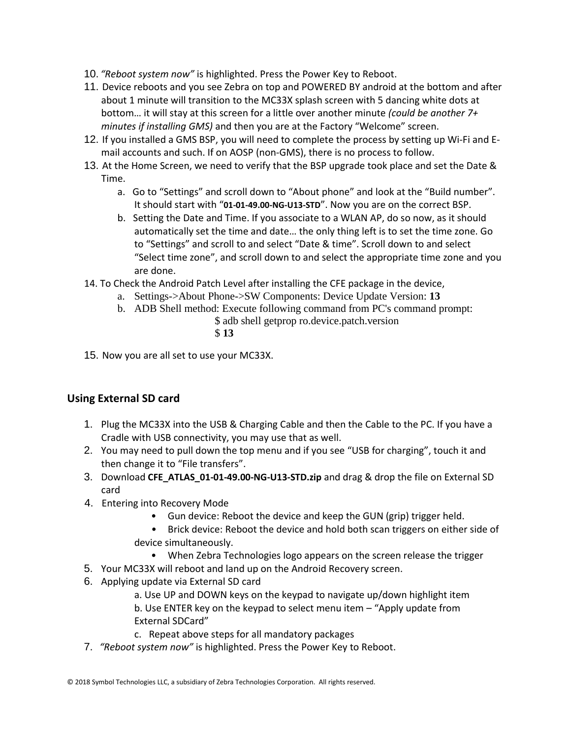10. *"Reboot system now"* is highlighted. Press the Power Key to Reboot.
11. Device reboots and you see Zebra on top and POWERED BY android at the bottom and after about 1 minute will transition to the MC33X splash screen with 5 dancing white dots at bottom… it will stay at this screen for a little over another minute *(could be another 7+ minutes if installing GMS)* and then you are at the Factory "Welcome" screen.
12. If you installed a GMS BSP, you will need to complete the process by setting up Wi-Fi and E-mail accounts and such. If on AOSP (non-GMS), there is no process to follow.
13. At the Home Screen, we need to verify that the BSP upgrade took place and set the Date & Time.
    a. Go to "Settings" and scroll down to "About phone" and look at the "Build number". It should start with "**01-01-49.00-NG-U13-STD**". Now you are on the correct BSP.
    b. Setting the Date and Time. If you associate to a WLAN AP, do so now, as it should automatically set the time and date… the only thing left is to set the time zone. Go to "Settings" and scroll to and select "Date & time". Scroll down to and select "Select time zone", and scroll down to and select the appropriate time zone and you are done.
14. To Check the Android Patch Level after installing the CFE package in the device,
    a. Settings->About Phone->SW Components: Device Update Version: **13**
    b. ADB Shell method: Execute following command from PC's command prompt:

       $ adb shell getprop ro.device.patch.version

       $ **13**
15. Now you are all set to use your MC33X.

## Using External SD card

1. Plug the MC33X into the USB & Charging Cable and then the Cable to the PC. If you have a Cradle with USB connectivity, you may use that as well.
2. You may need to pull down the top menu and if you see "USB for charging", touch it and then change it to "File transfers".
3. Download **CFE_ATLAS_01-01-49.00-NG-U13-STD.zip** and drag & drop the file on External SD card
4. Entering into Recovery Mode
    - Gun device: Reboot the device and keep the GUN (grip) trigger held.
    - Brick device: Reboot the device and hold both scan triggers on either side of device simultaneously.
    - When Zebra Technologies logo appears on the screen release the trigger
5. Your MC33X will reboot and land up on the Android Recovery screen.
6. Applying update via External SD card
    a. Use UP and DOWN keys on the keypad to navigate up/down highlight item
    b. Use ENTER key on the keypad to select menu item – "Apply update from External SDCard"
    c. Repeat above steps for all mandatory packages
7. *"Reboot system now"* is highlighted. Press the Power Key to Reboot.

© 2018 Symbol Technologies LLC, a subsidiary of Zebra Technologies Corporation. All rights reserved.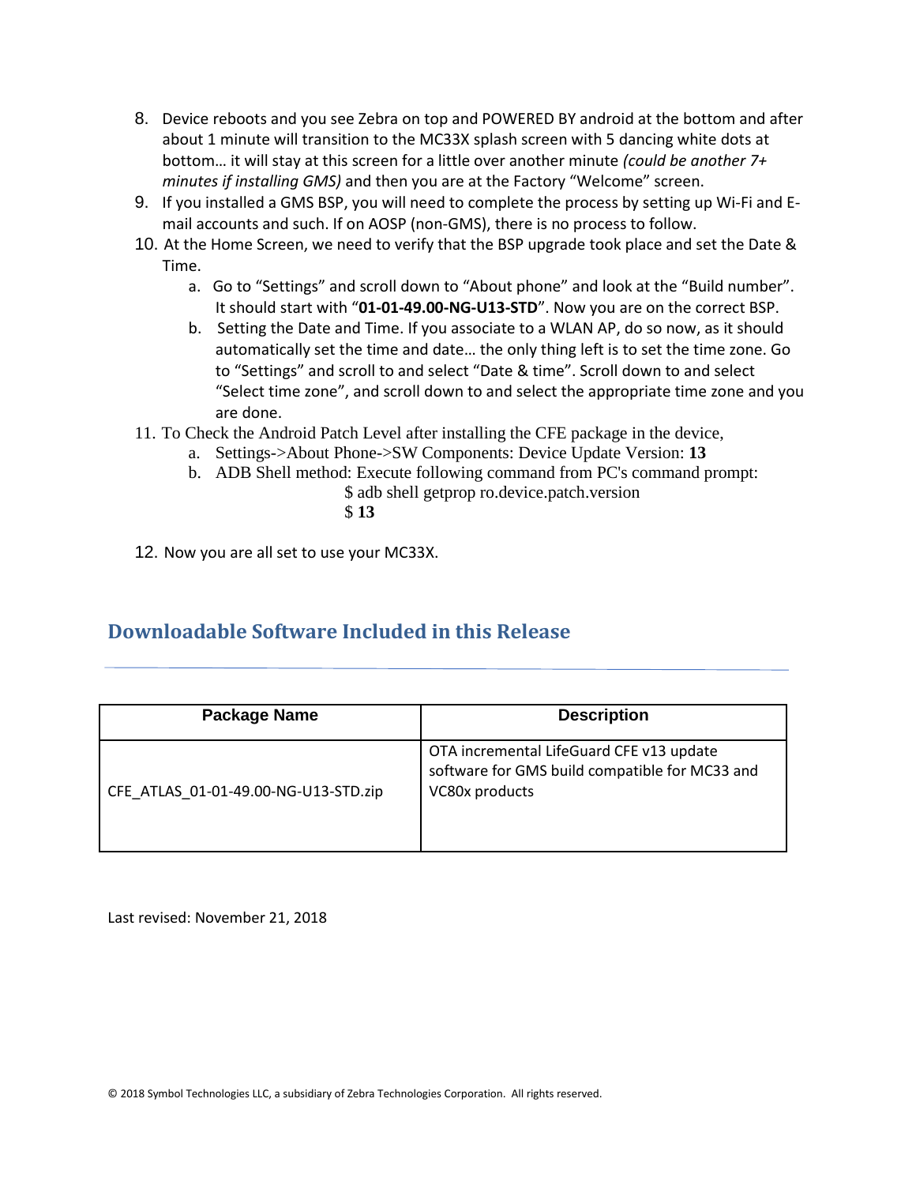8. Device reboots and you see Zebra on top and POWERED BY android at the bottom and after about 1 minute will transition to the MC33X splash screen with 5 dancing white dots at bottom… it will stay at this screen for a little over another minute *(could be another 7+ minutes if installing GMS)* and then you are at the Factory "Welcome" screen.
9. If you installed a GMS BSP, you will need to complete the process by setting up Wi-Fi and E-mail accounts and such. If on AOSP (non-GMS), there is no process to follow.
10. At the Home Screen, we need to verify that the BSP upgrade took place and set the Date & Time.
    a. Go to "Settings" and scroll down to "About phone" and look at the "Build number". It should start with "**01-01-49.00-NG-U13-STD**". Now you are on the correct BSP.
    b. Setting the Date and Time. If you associate to a WLAN AP, do so now, as it should automatically set the time and date… the only thing left is to set the time zone. Go to "Settings" and scroll to and select "Date & time". Scroll down to and select "Select time zone", and scroll down to and select the appropriate time zone and you are done.
11. To Check the Android Patch Level after installing the CFE package in the device,
    a. Settings->About Phone->SW Components: Device Update Version: **13**
    b. ADB Shell method: Execute following command from PC's command prompt:
       $ adb shell getprop ro.device.patch.version
       $ **13**
12. Now you are all set to use your MC33X.

## Downloadable Software Included in this Release

| Package Name | Description |
|---|---|
| CFE_ATLAS_01-01-49.00-NG-U13-STD.zip | OTA incremental LifeGuard CFE v13 update software for GMS build compatible for MC33 and VC80x products |

Last revised: November 21, 2018

© 2018 Symbol Technologies LLC, a subsidiary of Zebra Technologies Corporation. All rights reserved.